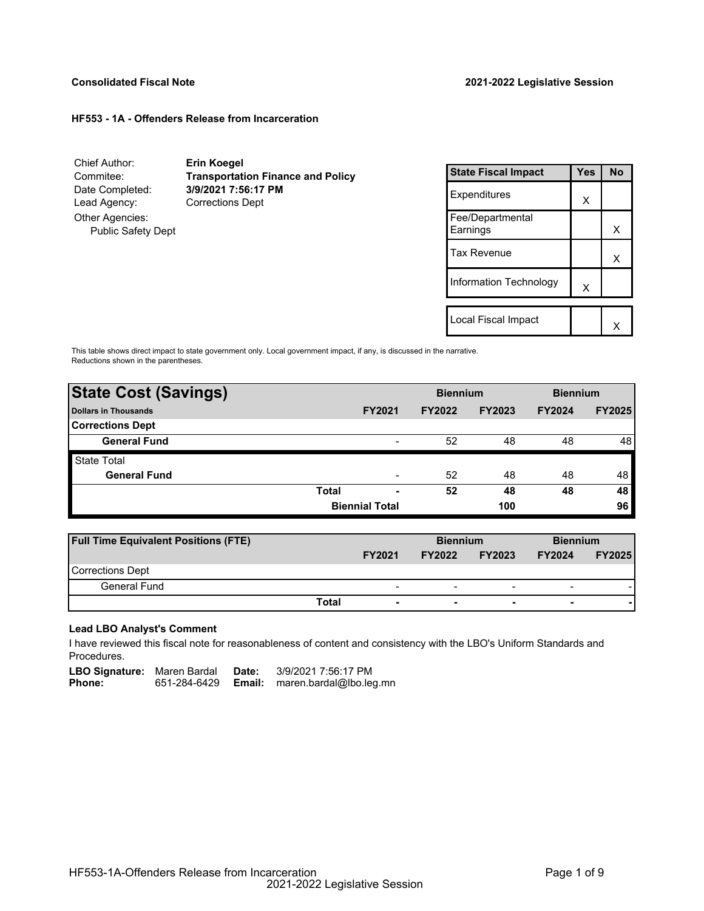**Consolidated Fiscal Note** | **2021-2022 Legislative Session**

**HF553 - 1A - Offenders Release from Incarceration**

Chief Author: **Erin Koegel**
Commitee: **Transportation Finance and Policy**
Date Completed: **3/9/2021 7:56:17 PM**
Lead Agency: Corrections Dept
Other Agencies:
Public Safety Dept

| State Fiscal Impact | Yes | No |
|---|---|---|
| Expenditures | X | |
| Fee/Departmental Earnings | | X |
| Tax Revenue | | X |
| Information Technology | X | |
| | | |
| Local Fiscal Impact | | X |

This table shows direct impact to state government only. Local government impact, if any, is discussed in the narrative. Reductions shown in the parentheses.

| **State Cost (Savings)** | | | **Biennium** | | **Biennium** | |
|---|---|---|---|---|---|---|
| **Dollars in Thousands** | | **FY2021** | **FY2022** | **FY2023** | **FY2024** | **FY2025** |
| **Corrections Dept** | | | | | | |
| **General Fund** | | - | 52 | 48 | 48 | 48 |
| State Total | | | | | | |
| **General Fund** | | - | 52 | 48 | 48 | 48 |
| | **Total** | **-** | **52** | **48** | **48** | **48** |
| | **Biennial Total** | | | **100** | | **96** |

| **Full Time Equivalent Positions (FTE)** | | | **Biennium** | | **Biennium** | |
|---|---|---|---|---|---|---|
| | | **FY2021** | **FY2022** | **FY2023** | **FY2024** | **FY2025** |
| Corrections Dept | | | | | | |
| General Fund | | - | - | - | - | - |
| | **Total** | **-** | **-** | **-** | **-** | **-** |

**Lead LBO Analyst's Comment**

I have reviewed this fiscal note for reasonableness of content and consistency with the LBO's Uniform Standards and Procedures.

**LBO Signature:** Maren Bardal **Date:** 3/9/2021 7:56:17 PM
**Phone:** 651-284-6429 **Email:** maren.bardal@lbo.leg.mn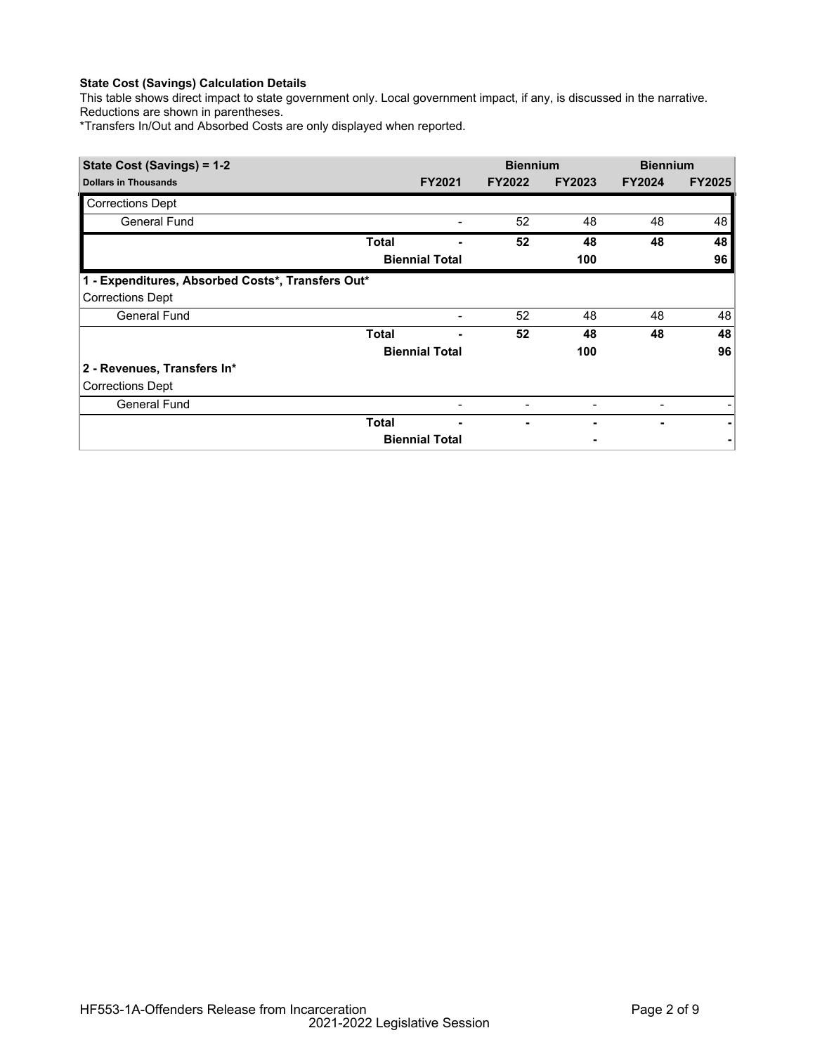**State Cost (Savings) Calculation Details**

This table shows direct impact to state government only. Local government impact, if any, is discussed in the narrative. Reductions are shown in parentheses.

*Transfers In/Out and Absorbed Costs are only displayed when reported.

| State Cost (Savings) = 1-2 | | | Biennium | | Biennium | |
|---|---|---|---|---|---|---|
| **Dollars in Thousands** | | **FY2021** | **FY2022** | **FY2023** | **FY2024** | **FY2025** |
| Corrections Dept | | | | | | |
| General Fund | | - | 52 | 48 | 48 | 48 |
| | **Total** | **-** | **52** | **48** | **48** | **48** |
| | **Biennial Total** | | | **100** | | **96** |
| **1 - Expenditures, Absorbed Costs*, Transfers Out*** | | | | | | |
| Corrections Dept | | | | | | |
| General Fund | | - | 52 | 48 | 48 | 48 |
| | **Total** | **-** | **52** | **48** | **48** | **48** |
| | **Biennial Total** | | | **100** | | **96** |
| **2 - Revenues, Transfers In*** | | | | | | |
| Corrections Dept | | | | | | |
| General Fund | | - | - | - | - | - |
| | **Total** | **-** | **-** | **-** | **-** | **-** |
| | **Biennial Total** | | | **-** | | **-** |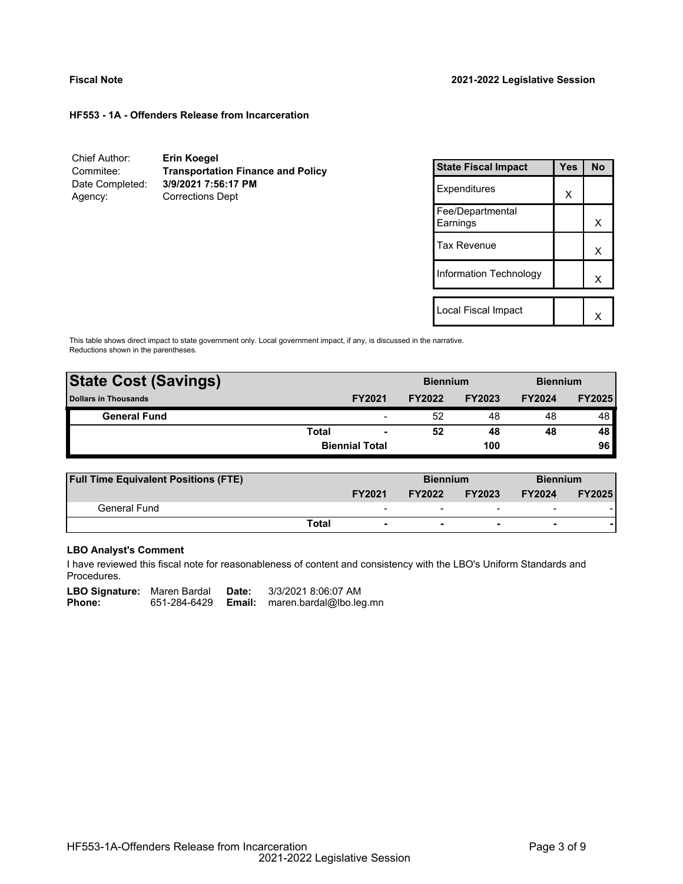**Fiscal Note** **2021-2022 Legislative Session**

**HF553 - 1A - Offenders Release from Incarceration**

| | |
|---|---|
| Chief Author: | **Erin Koegel** |
| Commitee: | **Transportation Finance and Policy** |
| Date Completed: | **3/9/2021 7:56:17 PM** |
| Agency: | Corrections Dept |

| State Fiscal Impact | Yes | No |
|---|---|---|
| Expenditures | X | |
| Fee/Departmental Earnings | | X |
| Tax Revenue | | X |
| Information Technology | | X |
| | | |
| Local Fiscal Impact | | X |

This table shows direct impact to state government only. Local government impact, if any, is discussed in the narrative. Reductions shown in the parentheses.

| **State Cost (Savings)** | | | **Biennium** | | **Biennium** | |
|---|---|---|---|---|---|---|
| **Dollars in Thousands** | | **FY2021** | **FY2022** | **FY2023** | **FY2024** | **FY2025** |
| **General Fund** | | - | 52 | 48 | 48 | 48 |
| | **Total** | **-** | **52** | **48** | **48** | **48** |
| | | **Biennial Total** | | **100** | | **96** |

| **Full Time Equivalent Positions (FTE)** | | | **Biennium** | | **Biennium** | |
|---|---|---|---|---|---|---|
| | | **FY2021** | **FY2022** | **FY2023** | **FY2024** | **FY2025** |
| General Fund | | - | - | - | - | - |
| | **Total** | **-** | **-** | **-** | **-** | **-** |

**LBO Analyst's Comment**

I have reviewed this fiscal note for reasonableness of content and consistency with the LBO's Uniform Standards and Procedures.

| | | | |
|---|---|---|---|
| **LBO Signature:** | Maren Bardal | **Date:** | 3/3/2021 8:06:07 AM |
| **Phone:** | 651-284-6429 | **Email:** | maren.bardal@lbo.leg.mn |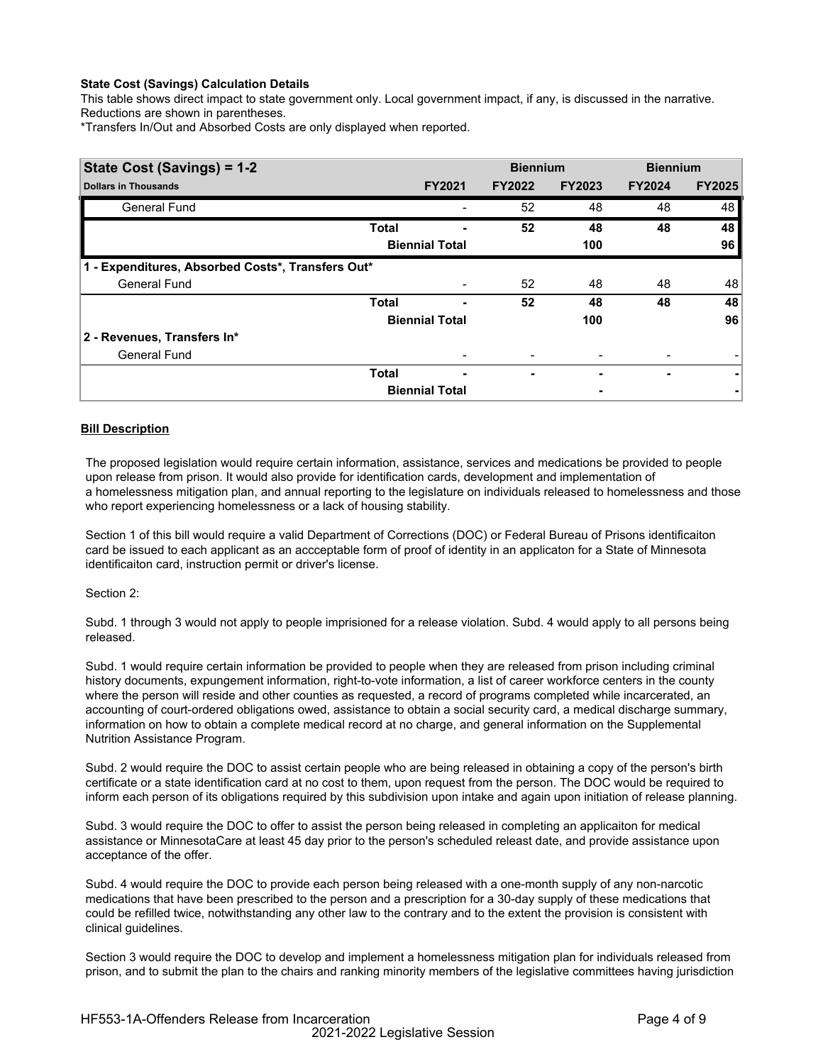**State Cost (Savings) Calculation Details**
This table shows direct impact to state government only. Local government impact, if any, is discussed in the narrative. Reductions are shown in parentheses.
*Transfers In/Out and Absorbed Costs are only displayed when reported.

| State Cost (Savings) = 1-2 | | Biennium | | Biennium | |
|---|---|---|---|---|---|
| **Dollars in Thousands** | **FY2021** | **FY2022** | **FY2023** | **FY2024** | **FY2025** |
| General Fund | - | 52 | 48 | 48 | 48 |
| **Total** | **-** | **52** | **48** | **48** | **48** |
| **Biennial Total** | | | **100** | | **96** |
| **1 - Expenditures, Absorbed Costs*, Transfers Out*** | | | | | |
| General Fund | - | 52 | 48 | 48 | 48 |
| **Total** | **-** | **52** | **48** | **48** | **48** |
| **Biennial Total** | | | **100** | | **96** |
| **2 - Revenues, Transfers In*** | | | | | |
| General Fund | - | - | - | - | - |
| **Total** | **-** | **-** | **-** | **-** | **-** |
| **Biennial Total** | | | **-** | | **-** |

**Bill Description**

The proposed legislation would require certain information, assistance, services and medications be provided to people upon release from prison. It would also provide for identification cards, development and implementation of a homelessness mitigation plan, and annual reporting to the legislature on individuals released to homelessness and those who report experiencing homelessness or a lack of housing stability.

Section 1 of this bill would require a valid Department of Corrections (DOC) or Federal Bureau of Prisons identificaiton card be issued to each applicant as an accceptable form of proof of identity in an applicaton for a State of Minnesota identificaiton card, instruction permit or driver's license.

Section 2:

Subd. 1 through 3 would not apply to people imprisioned for a release violation. Subd. 4 would apply to all persons being released.

Subd. 1 would require certain information be provided to people when they are released from prison including criminal history documents, expungement information, right-to-vote information, a list of career workforce centers in the county where the person will reside and other counties as requested, a record of programs completed while incarcerated, an accounting of court-ordered obligations owed, assistance to obtain a social security card, a medical discharge summary, information on how to obtain a complete medical record at no charge, and general information on the Supplemental Nutrition Assistance Program.

Subd. 2 would require the DOC to assist certain people who are being released in obtaining a copy of the person's birth certificate or a state identification card at no cost to them, upon request from the person. The DOC would be required to inform each person of its obligations required by this subdivision upon intake and again upon initiation of release planning.

Subd. 3 would require the DOC to offer to assist the person being released in completing an applicaiton for medical assistance or MinnesotaCare at least 45 day prior to the person's scheduled releast date, and provide assistance upon acceptance of the offer.

Subd. 4 would require the DOC to provide each person being released with a one-month supply of any non-narcotic medications that have been prescribed to the person and a prescription for a 30-day supply of these medications that could be refilled twice, notwithstanding any other law to the contrary and to the extent the provision is consistent with clinical guidelines.

Section 3 would require the DOC to develop and implement a homelessness mitigation plan for individuals released from prison, and to submit the plan to the chairs and ranking minority members of the legislative committees having jurisdiction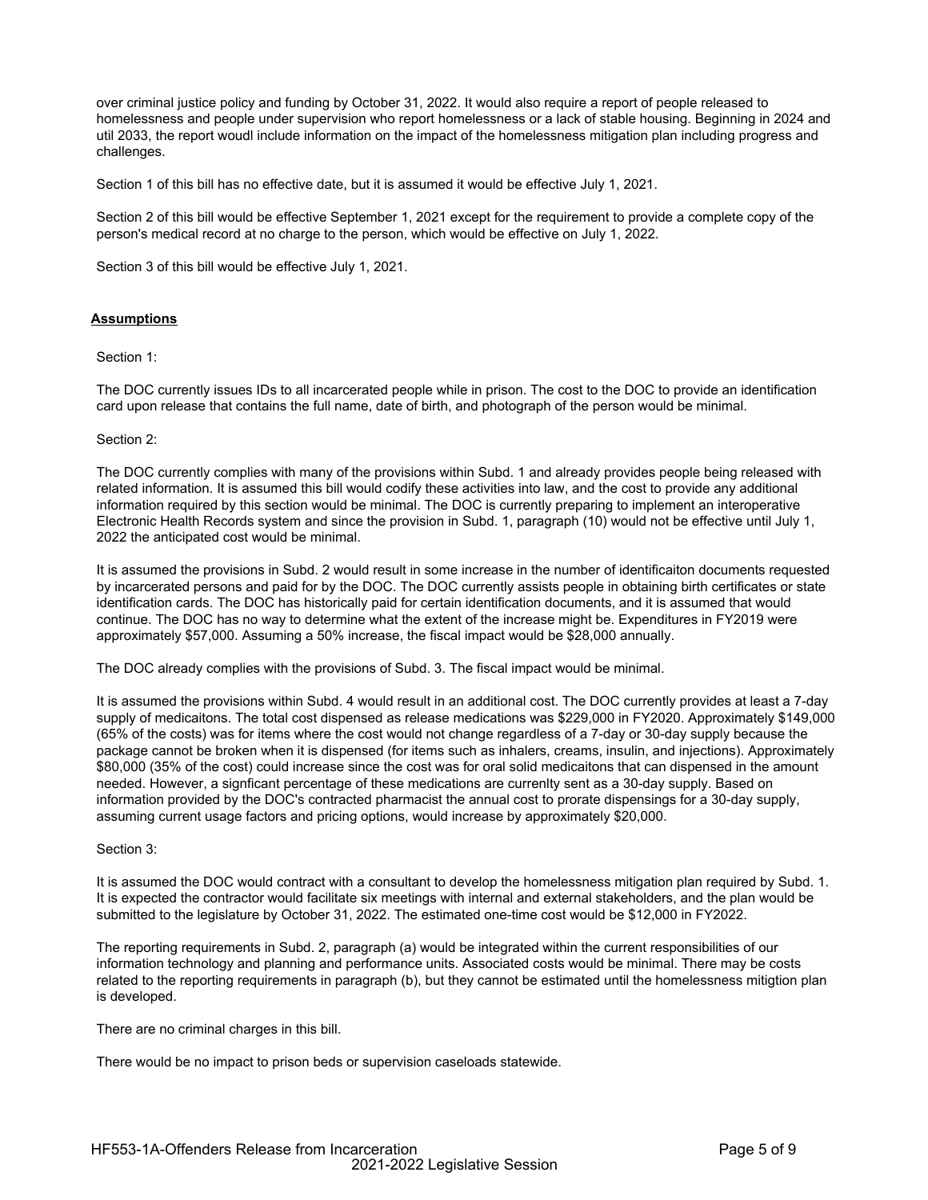over criminal justice policy and funding by October 31, 2022. It would also require a report of people released to homelessness and people under supervision who report homelessness or a lack of stable housing. Beginning in 2024 and util 2033, the report woudl include information on the impact of the homelessness mitigation plan including progress and challenges.

Section 1 of this bill has no effective date, but it is assumed it would be effective July 1, 2021.

Section 2 of this bill would be effective September 1, 2021 except for the requirement to provide a complete copy of the person's medical record at no charge to the person, which would be effective on July 1, 2022.

Section 3 of this bill would be effective July 1, 2021.

## Assumptions

Section 1:

The DOC currently issues IDs to all incarcerated people while in prison. The cost to the DOC to provide an identification card upon release that contains the full name, date of birth, and photograph of the person would be minimal.

Section 2:

The DOC currently complies with many of the provisions within Subd. 1 and already provides people being released with related information. It is assumed this bill would codify these activities into law, and the cost to provide any additional information required by this section would be minimal. The DOC is currently preparing to implement an interoperative Electronic Health Records system and since the provision in Subd. 1, paragraph (10) would not be effective until July 1, 2022 the anticipated cost would be minimal.

It is assumed the provisions in Subd. 2 would result in some increase in the number of identificaiton documents requested by incarcerated persons and paid for by the DOC. The DOC currently assists people in obtaining birth certificates or state identification cards. The DOC has historically paid for certain identification documents, and it is assumed that would continue. The DOC has no way to determine what the extent of the increase might be. Expenditures in FY2019 were approximately $57,000. Assuming a 50% increase, the fiscal impact would be $28,000 annually.

The DOC already complies with the provisions of Subd. 3. The fiscal impact would be minimal.

It is assumed the provisions within Subd. 4 would result in an additional cost. The DOC currently provides at least a 7-day supply of medicaitons. The total cost dispensed as release medications was $229,000 in FY2020. Approximately $149,000 (65% of the costs) was for items where the cost would not change regardless of a 7-day or 30-day supply because the package cannot be broken when it is dispensed (for items such as inhalers, creams, insulin, and injections). Approximately $80,000 (35% of the cost) could increase since the cost was for oral solid medicaitons that can dispensed in the amount needed. However, a signficant percentage of these medications are currenlty sent as a 30-day supply. Based on information provided by the DOC's contracted pharmacist the annual cost to prorate dispensings for a 30-day supply, assuming current usage factors and pricing options, would increase by approximately $20,000.

Section 3:

It is assumed the DOC would contract with a consultant to develop the homelessness mitigation plan required by Subd. 1. It is expected the contractor would facilitate six meetings with internal and external stakeholders, and the plan would be submitted to the legislature by October 31, 2022. The estimated one-time cost would be $12,000 in FY2022.

The reporting requirements in Subd. 2, paragraph (a) would be integrated within the current responsibilities of our information technology and planning and performance units. Associated costs would be minimal. There may be costs related to the reporting requirements in paragraph (b), but they cannot be estimated until the homelessness mitigtion plan is developed.

There are no criminal charges in this bill.

There would be no impact to prison beds or supervision caseloads statewide.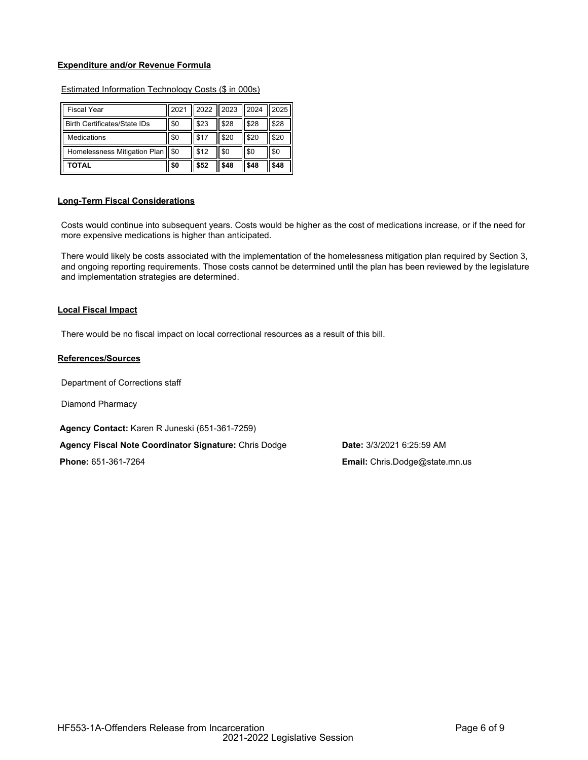**Expenditure and/or Revenue Formula**

Estimated Information Technology Costs ($ in 000s)

| Fiscal Year | 2021 | 2022 | 2023 | 2024 | 2025 |
|---|---|---|---|---|---|
| Birth Certificates/State IDs | $0 | $23 | $28 | $28 | $28 |
| Medications | $0 | $17 | $20 | $20 | $20 |
| Homelessness Mitigation Plan | $0 | $12 | $0 | $0 | $0 |
| **TOTAL** | **$0** | **$52** | **$48** | **$48** | **$48** |

**Long-Term Fiscal Considerations**

Costs would continue into subsequent years. Costs would be higher as the cost of medications increase, or if the need for more expensive medications is higher than anticipated.

There would likely be costs associated with the implementation of the homelessness mitigation plan required by Section 3, and ongoing reporting requirements. Those costs cannot be determined until the plan has been reviewed by the legislature and implementation strategies are determined.

**Local Fiscal Impact**

There would be no fiscal impact on local correctional resources as a result of this bill.

**References/Sources**

Department of Corrections staff

Diamond Pharmacy

**Agency Contact:** Karen R Juneski (651-361-7259)

**Agency Fiscal Note Coordinator Signature:** Chris Dodge

**Date:** 3/3/2021 6:25:59 AM

**Phone:** 651-361-7264

**Email:** Chris.Dodge@state.mn.us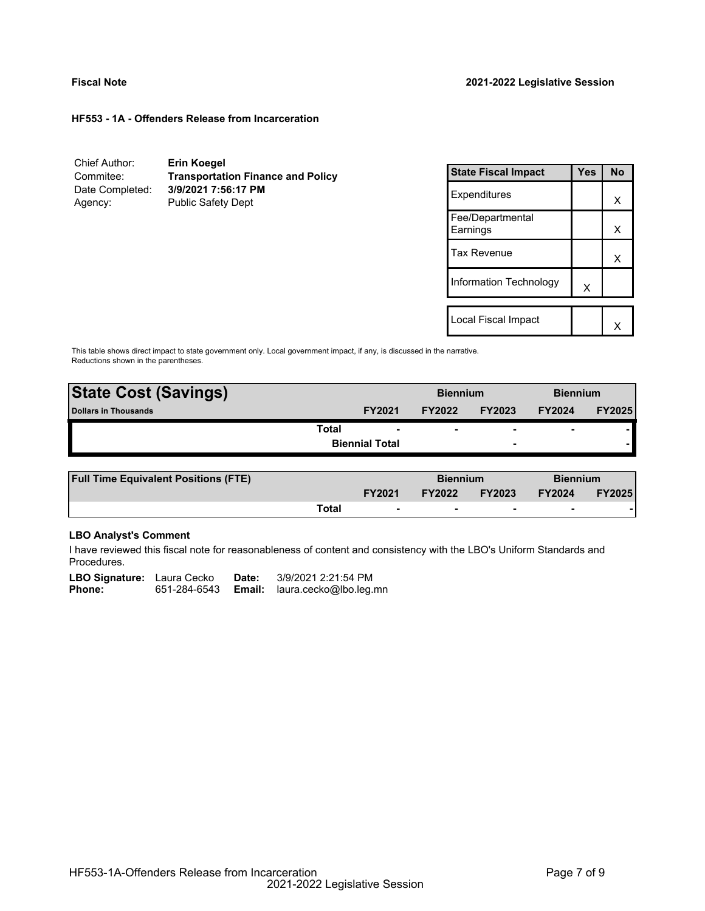**Fiscal Note** **2021-2022 Legislative Session**

**HF553 - 1A - Offenders Release from Incarceration**

| | |
|---|---|
| Chief Author: | **Erin Koegel** |
| Commitee: | **Transportation Finance and Policy** |
| Date Completed: | **3/9/2021 7:56:17 PM** |
| Agency: | Public Safety Dept |

| State Fiscal Impact | Yes | No |
|---|---|---|
| Expenditures | | X |
| Fee/Departmental Earnings | | X |
| Tax Revenue | | X |
| Information Technology | X | |
| | | |
| Local Fiscal Impact | | X |

This table shows direct impact to state government only. Local government impact, if any, is discussed in the narrative. Reductions shown in the parentheses.

| **State Cost (Savings)** | | **Biennium** | | **Biennium** | |
|---|---|---|---|---|---|
| **Dollars in Thousands** | **FY2021** | **FY2022** | **FY2023** | **FY2024** | **FY2025** |
| **Total** | - | - | - | - | - |
| **Biennial Total** | | | - | | - |

| **Full Time Equivalent Positions (FTE)** | | **Biennium** | | **Biennium** | |
|---|---|---|---|---|---|
| | **FY2021** | **FY2022** | **FY2023** | **FY2024** | **FY2025** |
| **Total** | - | - | - | - | - |

**LBO Analyst's Comment**

I have reviewed this fiscal note for reasonableness of content and consistency with the LBO's Uniform Standards and Procedures.

**LBO Signature:** Laura Cecko **Date:** 3/9/2021 2:21:54 PM
**Phone:** 651-284-6543 **Email:** laura.cecko@lbo.leg.mn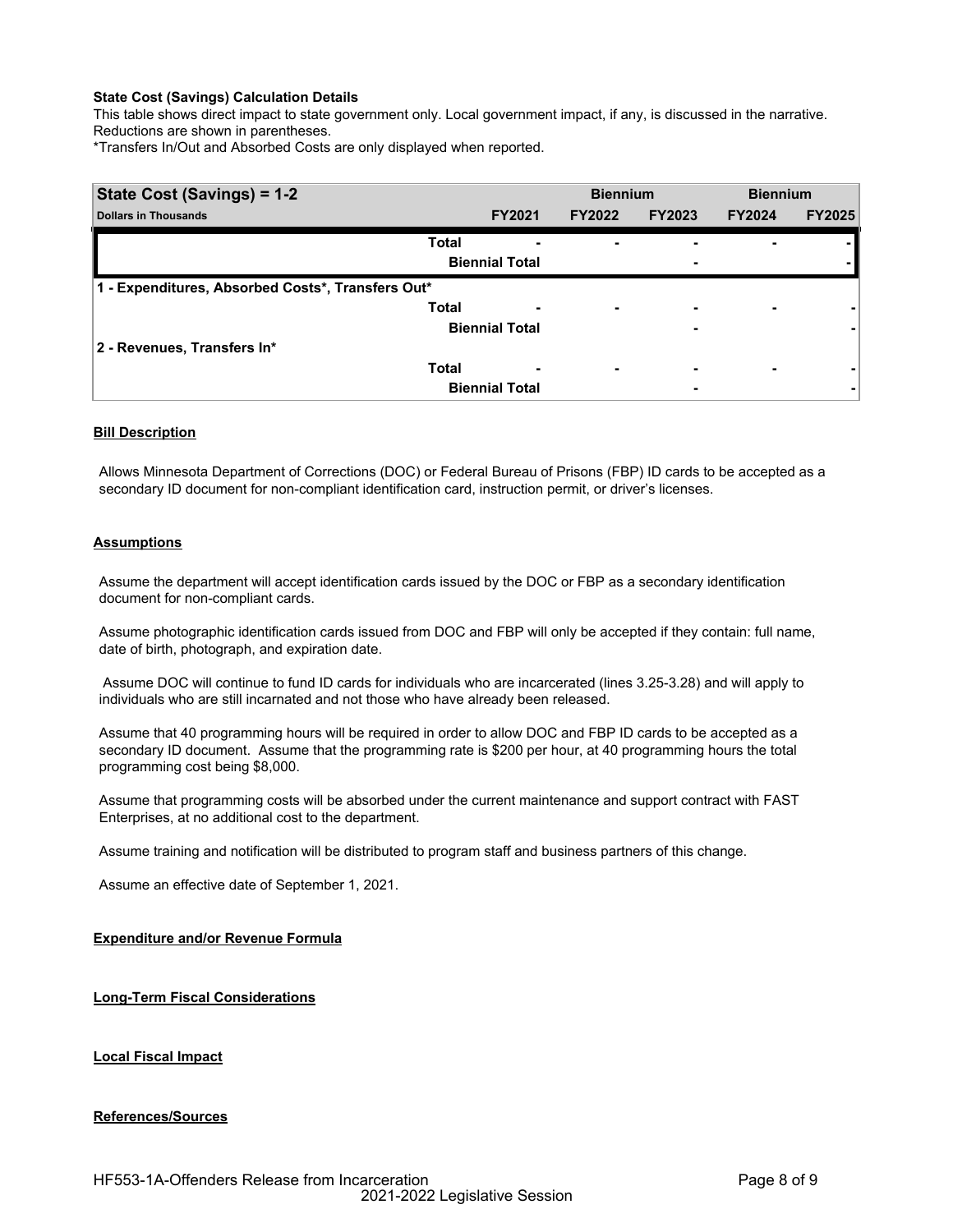**State Cost (Savings) Calculation Details**

This table shows direct impact to state government only. Local government impact, if any, is discussed in the narrative. Reductions are shown in parentheses.

*Transfers In/Out and Absorbed Costs are only displayed when reported.

| State Cost (Savings) = 1-2 | | | Biennium | | Biennium | |
|---|---|---|---|---|---|---|
| Dollars in Thousands | | FY2021 | FY2022 | FY2023 | FY2024 | FY2025 |
| | Total | - | - | - | - | - |
| | Biennial Total | | | - | | - |
| 1 - Expenditures, Absorbed Costs*, Transfers Out* | | | | | | |
| | Total | - | - | - | - | - |
| | Biennial Total | | | - | | - |
| 2 - Revenues, Transfers In* | | | | | | |
| | Total | - | - | - | - | - |
| | Biennial Total | | | - | | - |

**Bill Description**

Allows Minnesota Department of Corrections (DOC) or Federal Bureau of Prisons (FBP) ID cards to be accepted as a secondary ID document for non-compliant identification card, instruction permit, or driver's licenses.

**Assumptions**

Assume the department will accept identification cards issued by the DOC or FBP as a secondary identification document for non-compliant cards.

Assume photographic identification cards issued from DOC and FBP will only be accepted if they contain: full name, date of birth, photograph, and expiration date.

Assume DOC will continue to fund ID cards for individuals who are incarcerated (lines 3.25-3.28) and will apply to individuals who are still incarnated and not those who have already been released.

Assume that 40 programming hours will be required in order to allow DOC and FBP ID cards to be accepted as a secondary ID document. Assume that the programming rate is $200 per hour, at 40 programming hours the total programming cost being $8,000.

Assume that programming costs will be absorbed under the current maintenance and support contract with FAST Enterprises, at no additional cost to the department.

Assume training and notification will be distributed to program staff and business partners of this change.

Assume an effective date of September 1, 2021.

**Expenditure and/or Revenue Formula**

**Long-Term Fiscal Considerations**

**Local Fiscal Impact**

**References/Sources**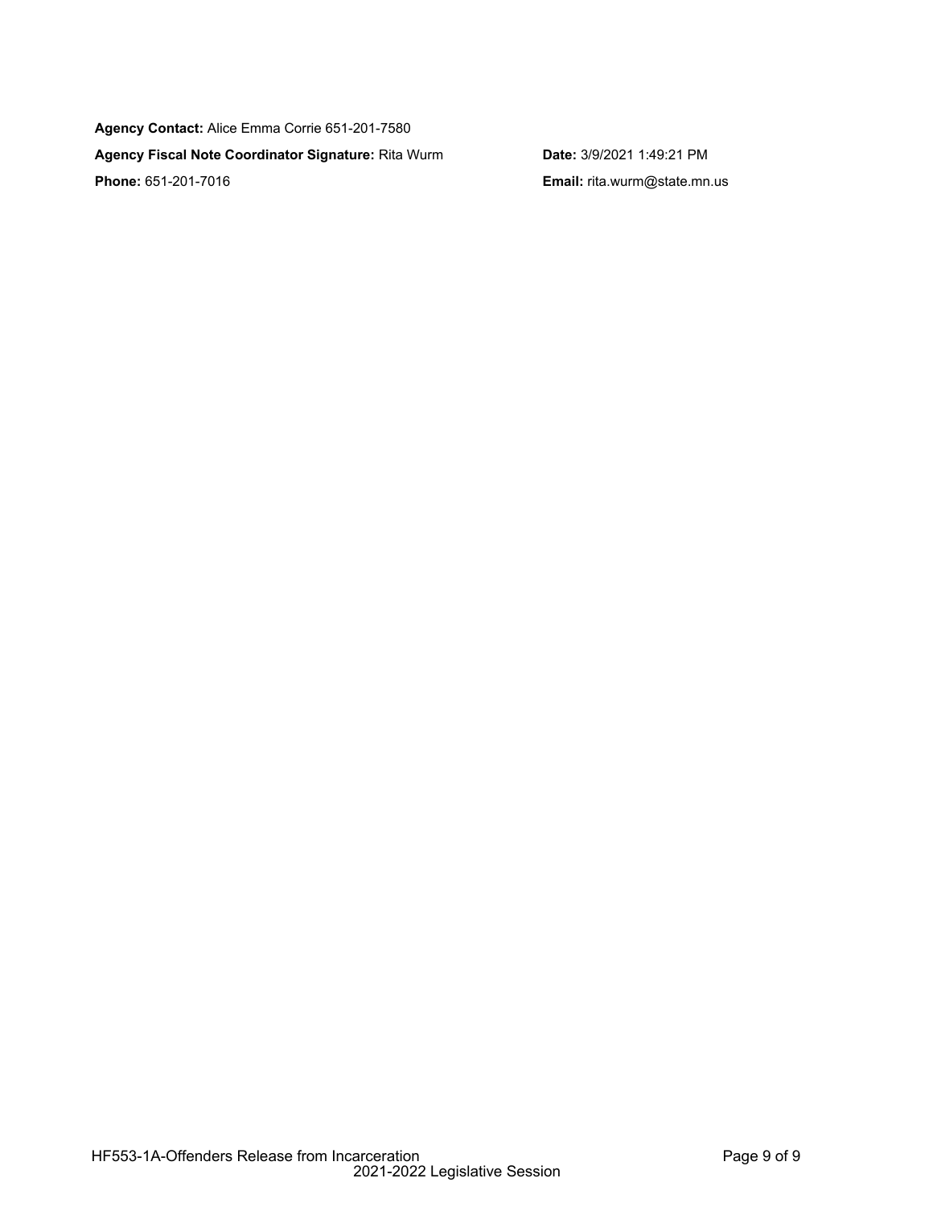**Agency Contact:** Alice Emma Corrie 651-201-7580

**Agency Fiscal Note Coordinator Signature:** Rita Wurm **Date:** 3/9/2021 1:49:21 PM

**Phone:** 651-201-7016 **Email:** rita.wurm@state.mn.us